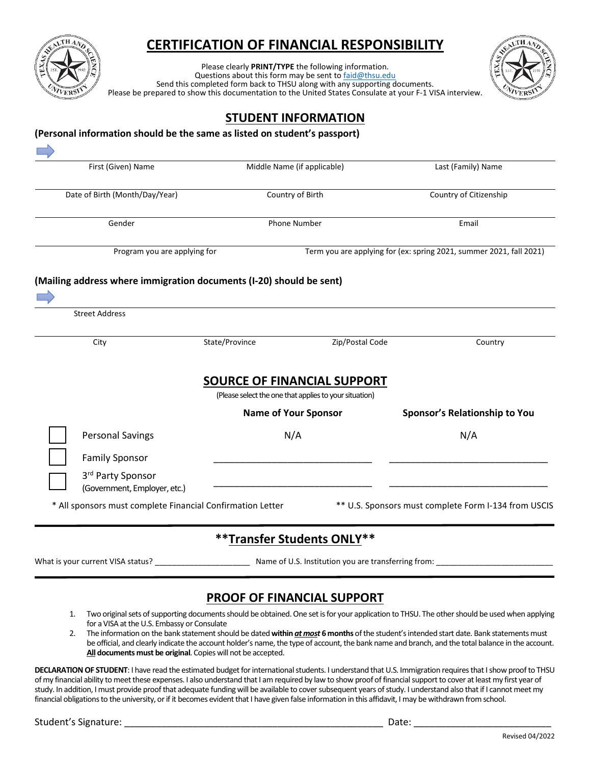# CERTIFICATION OF FINANCIAL RESPONSIBILITY

Please clearly **PRINT/TYPE** the following information.
Questions about this form may be sent to faid@thsu.edu
Send this completed form back to THSU along with any supporting documents.
Please be prepared to show this documentation to the United States Consulate at your F-1 VISA interview.

## STUDENT INFORMATION

**(Personal information should be the same as listed on student's passport)**

| First (Given) Name | Middle Name (if applicable) | Last (Family) Name |
|---|---|---|
| Date of Birth (Month/Day/Year) | Country of Birth | Country of Citizenship |
| Gender | Phone Number | Email |

| Program you are applying for | Term you are applying for (ex: spring 2021, summer 2021, fall 2021) |
|---|---|

**(Mailing address where immigration documents (I-20) should be sent)**

Street Address

| City | State/Province | Zip/Postal Code | Country |
|---|---|---|---|

## SOURCE OF FINANCIAL SUPPORT

(Please select the one that applies to your situation)

| | Name of Your Sponsor | Sponsor's Relationship to You |
|---|---|---|
| ☐ Personal Savings | N/A | N/A |
| ☐ Family Sponsor | ______________________ | ______________________ |
| ☐ 3rd Party Sponsor (Government, Employer, etc.) | ______________________ | ______________________ |

\* All sponsors must complete Financial Confirmation Letter

** U.S. Sponsors must complete Form I-134 from USCIS

## **Transfer Students ONLY**

What is your current VISA status? ____________________ Name of U.S. Institution you are transferring from: ________________________

## PROOF OF FINANCIAL SUPPORT

1. Two original sets of supporting documents should be obtained. One set is for your application to THSU. The other should be used when applying for a VISA at the U.S. Embassy or Consulate
2. The information on the bank statement should be dated **within *at most* 6 months** of the student's intended start date. Bank statements must be official, and clearly indicate the account holder's name, the type of account, the bank name and branch, and the total balance in the account. **All documents must be original**. Copies will not be accepted.

**DECLARATION OF STUDENT**: I have read the estimated budget for international students. I understand that U.S. Immigration requires that I show proof to THSU of my financial ability to meet these expenses. I also understand that I am required by law to show proof of financial support to cover at least my first year of study. In addition, I must provide proof that adequate funding will be available to cover subsequent years of study. I understand also that if I cannot meet my financial obligations to the university, or if it becomes evident that I have given false information in this affidavit, I may be withdrawn from school.

Student's Signature: ______________________________________________ Date: ______________________

Revised 04/2022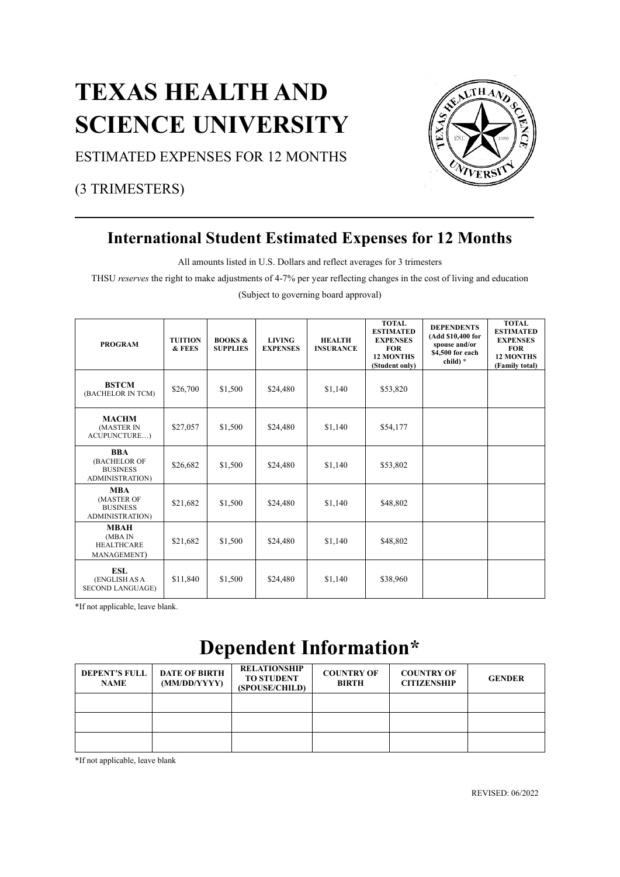# TEXAS HEALTH AND SCIENCE UNIVERSITY

ESTIMATED EXPENSES FOR 12 MONTHS

(3 TRIMESTERS)

## International Student Estimated Expenses for 12 Months

All amounts listed in U.S. Dollars and reflect averages for 3 trimesters

THSU *reserves* the right to make adjustments of 4-7% per year reflecting changes in the cost of living and education

(Subject to governing board approval)

| PROGRAM | TUITION & FEES | BOOKS & SUPPLIES | LIVING EXPENSES | HEALTH INSURANCE | TOTAL ESTIMATED EXPENSES FOR 12 MONTHS (Student only) | DEPENDENTS (Add $10,400 for spouse and/or $4,500 for each child) * | TOTAL ESTIMATED EXPENSES FOR 12 MONTHS (Family total) |
|---|---|---|---|---|---|---|---|
| **BSTCM** (BACHELOR IN TCM) | $26,700 | $1,500 | $24,480 | $1,140 | $53,820 | | |
| **MACHM** (MASTER IN ACUPUNCTURE…) | $27,057 | $1,500 | $24,480 | $1,140 | $54,177 | | |
| **BBA** (BACHELOR OF BUSINESS ADMINISTRATION) | $26,682 | $1,500 | $24,480 | $1,140 | $53,802 | | |
| **MBA** (MASTER OF BUSINESS ADMINISTRATION) | $21,682 | $1,500 | $24,480 | $1,140 | $48,802 | | |
| **MBAH** (MBA IN HEALTHCARE MANAGEMENT) | $21,682 | $1,500 | $24,480 | $1,140 | $48,802 | | |
| **ESL** (ENGLISH AS A SECOND LANGUAGE) | $11,840 | $1,500 | $24,480 | $1,140 | $38,960 | | |

*If not applicable, leave blank.

# Dependent Information*

| DEPENT'S FULL NAME | DATE OF BIRTH (MM/DD/YYYY) | RELATIONSHIP TO STUDENT (SPOUSE/CHILD) | COUNTRY OF BIRTH | COUNTRY OF CITIZENSHIP | GENDER |
|---|---|---|---|---|---|
| | | | | | |
| | | | | | |
| | | | | | |

*If not applicable, leave blank

REVISED: 06/2022